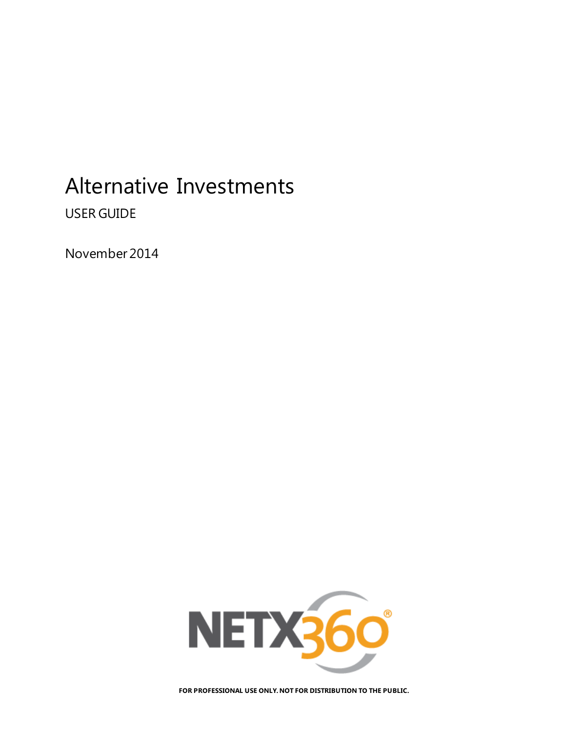# Alternative Investments

USER GUIDE

November 2014

NETX360®

**FOR PROFESSIONAL USE ONLY. NOT FOR DISTRIBUTION TO THE PUBLIC.**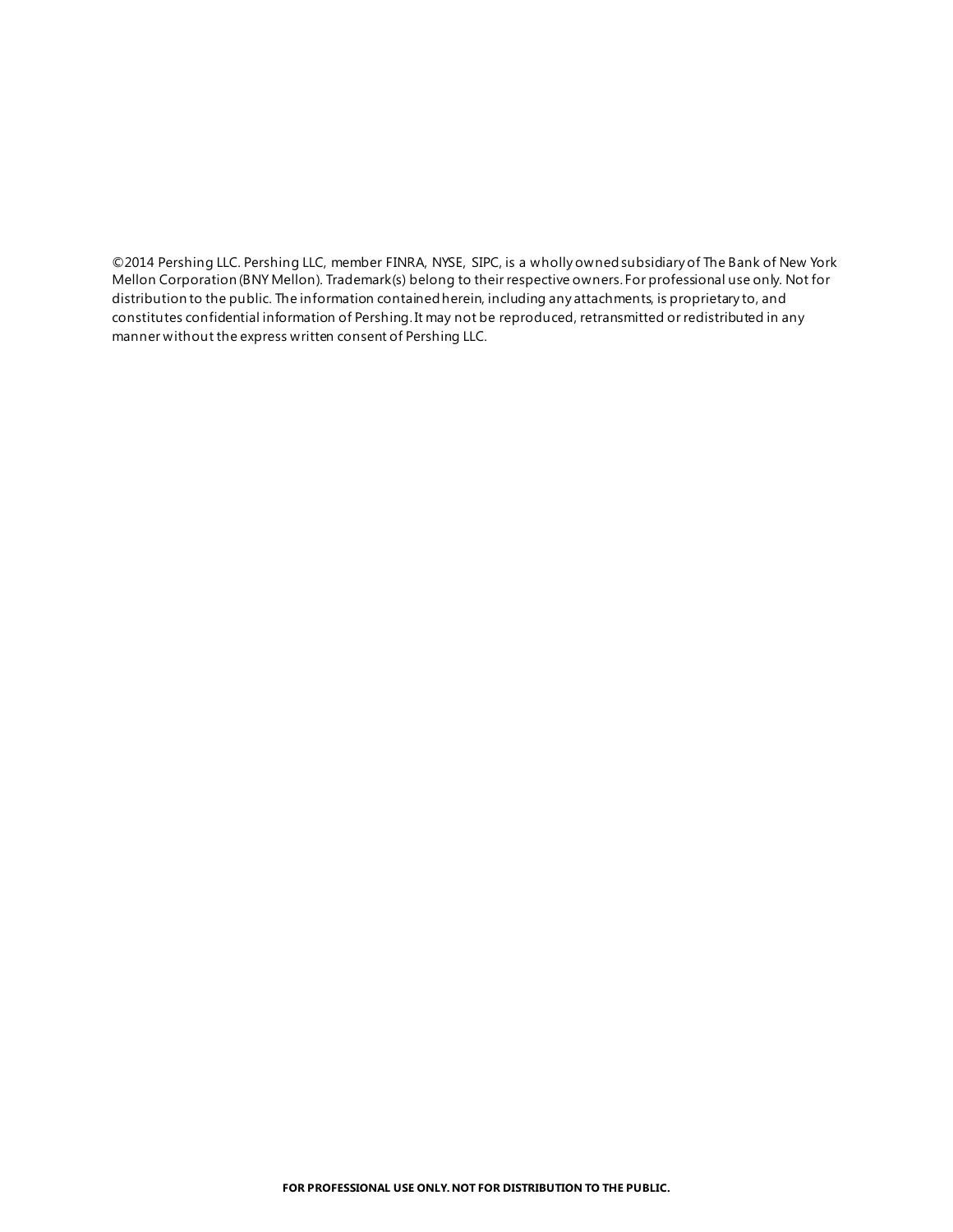©2014 Pershing LLC. Pershing LLC, member FINRA, NYSE, SIPC, is a wholly owned subsidiary of The Bank of New York Mellon Corporation (BNY Mellon). Trademark(s) belong to their respective owners. For professional use only. Not for distribution to the public. The information contained herein, including any attachments, is proprietary to, and constitutes confidential information of Pershing. It may not be reproduced, retransmitted or redistributed in any manner without the express written consent of Pershing LLC.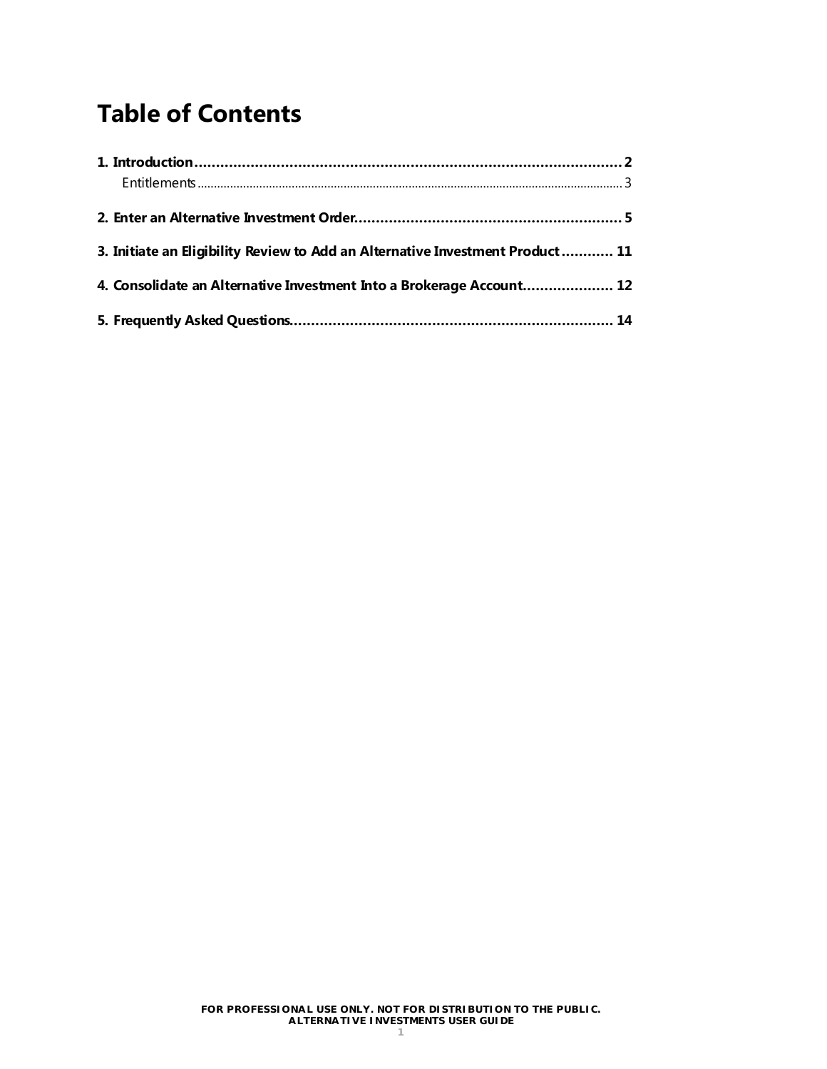# Table of Contents

**1. Introduction** .......... **2**

- Entitlements .......... 3

**2. Enter an Alternative Investment Order** .......... **5**

**3. Initiate an Eligibility Review to Add an Alternative Investment Product** .......... **11**

**4. Consolidate an Alternative Investment Into a Brokerage Account** .......... **12**

**5. Frequently Asked Questions** .......... **14**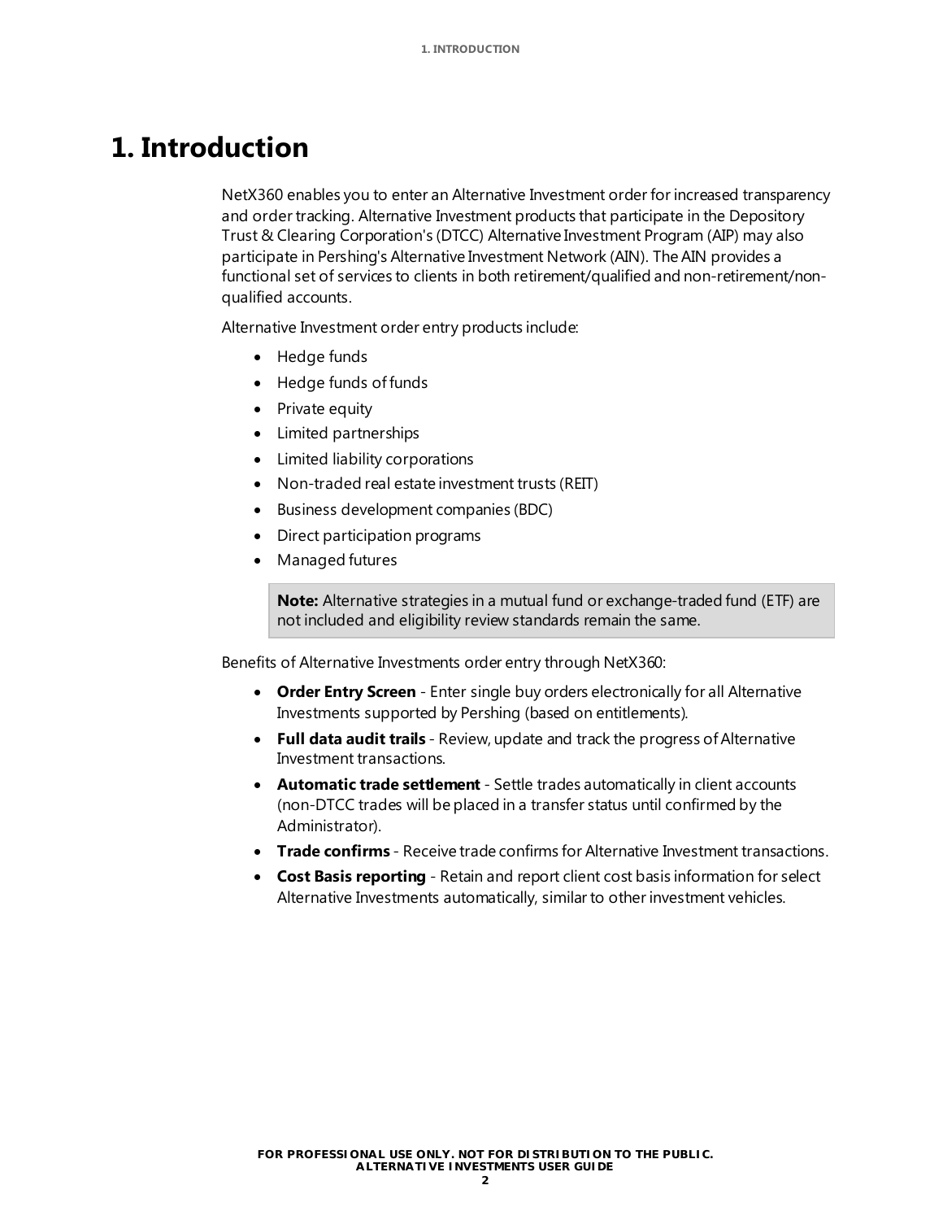# 1. Introduction

NetX360 enables you to enter an Alternative Investment order for increased transparency and order tracking. Alternative Investment products that participate in the Depository Trust & Clearing Corporation's (DTCC) Alternative Investment Program (AIP) may also participate in Pershing's Alternative Investment Network (AIN). The AIN provides a functional set of services to clients in both retirement/qualified and non-retirement/non-qualified accounts.

Alternative Investment order entry products include:

- Hedge funds
- Hedge funds of funds
- Private equity
- Limited partnerships
- Limited liability corporations
- Non-traded real estate investment trusts (REIT)
- Business development companies (BDC)
- Direct participation programs
- Managed futures

> **Note:** Alternative strategies in a mutual fund or exchange-traded fund (ETF) are not included and eligibility review standards remain the same.

Benefits of Alternative Investments order entry through NetX360:

- **Order Entry Screen** - Enter single buy orders electronically for all Alternative Investments supported by Pershing (based on entitlements).
- **Full data audit trails** - Review, update and track the progress of Alternative Investment transactions.
- **Automatic trade settlement** - Settle trades automatically in client accounts (non-DTCC trades will be placed in a transfer status until confirmed by the Administrator).
- **Trade confirms** - Receive trade confirms for Alternative Investment transactions.
- **Cost Basis reporting** - Retain and report client cost basis information for select Alternative Investments automatically, similar to other investment vehicles.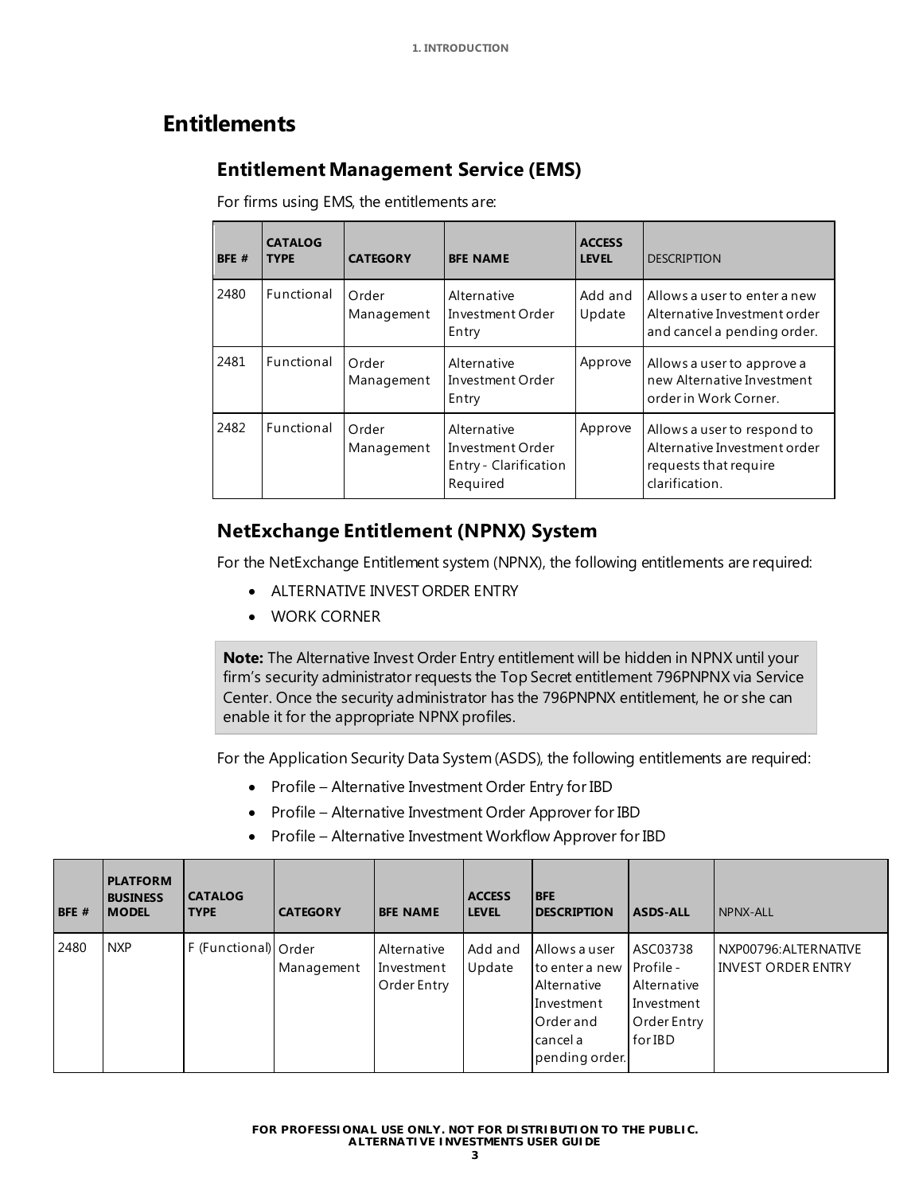# Entitlements

## Entitlement Management Service (EMS)

For firms using EMS, the entitlements are:

| BFE # | CATALOG TYPE | CATEGORY | BFE NAME | ACCESS LEVEL | DESCRIPTION |
|---|---|---|---|---|---|
| 2480 | Functional | Order Management | Alternative Investment Order Entry | Add and Update | Allows a user to enter a new Alternative Investment order and cancel a pending order. |
| 2481 | Functional | Order Management | Alternative Investment Order Entry | Approve | Allows a user to approve a new Alternative Investment order in Work Corner. |
| 2482 | Functional | Order Management | Alternative Investment Order Entry - Clarification Required | Approve | Allows a user to respond to Alternative Investment order requests that require clarification. |

## NetExchange Entitlement (NPNX) System

For the NetExchange Entitlement system (NPNX), the following entitlements are required:

- ALTERNATIVE INVEST ORDER ENTRY
- WORK CORNER

**Note:** The Alternative Invest Order Entry entitlement will be hidden in NPNX until your firm's security administrator requests the Top Secret entitlement 796PNPNX via Service Center. Once the security administrator has the 796PNPNX entitlement, he or she can enable it for the appropriate NPNX profiles.

For the Application Security Data System (ASDS), the following entitlements are required:

- Profile – Alternative Investment Order Entry for IBD
- Profile – Alternative Investment Order Approver for IBD
- Profile – Alternative Investment Workflow Approver for IBD

| BFE # | PLATFORM BUSINESS MODEL | CATALOG TYPE | CATEGORY | BFE NAME | ACCESS LEVEL | BFE DESCRIPTION | ASDS-ALL | NPNX-ALL |
|---|---|---|---|---|---|---|---|---|
| 2480 | NXP | F (Functional) | Order Management | Alternative Investment Order Entry | Add and Update | Allows a user to enter a new Alternative Investment Order and cancel a pending order. | ASC03738 Profile - Alternative Investment Order Entry for IBD | NXP00796:ALTERNATIVE INVEST ORDER ENTRY |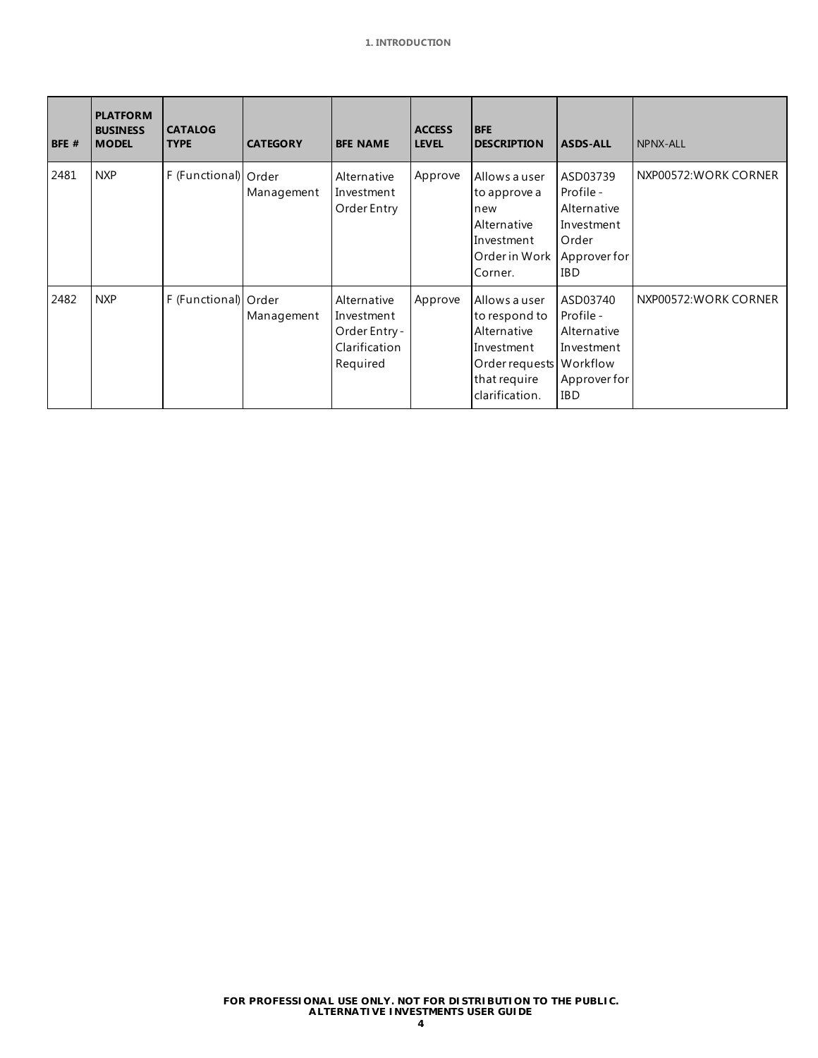| BFE # | PLATFORM BUSINESS MODEL | CATALOG TYPE | CATEGORY | BFE NAME | ACCESS LEVEL | BFE DESCRIPTION | ASDS-ALL | NPNX-ALL |
|---|---|---|---|---|---|---|---|---|
| 2481 | NXP | F (Functional) | Order Management | Alternative Investment Order Entry | Approve | Allows a user to approve a new Alternative Investment Order in Work Corner. | ASD03739 Profile - Alternative Investment Order Approver for IBD | NXP00572:WORK CORNER |
| 2482 | NXP | F (Functional) | Order Management | Alternative Investment Order Entry - Clarification Required | Approve | Allows a user to respond to Alternative Investment Order requests that require clarification. | ASD03740 Profile - Alternative Investment Workflow Approver for IBD | NXP00572:WORK CORNER |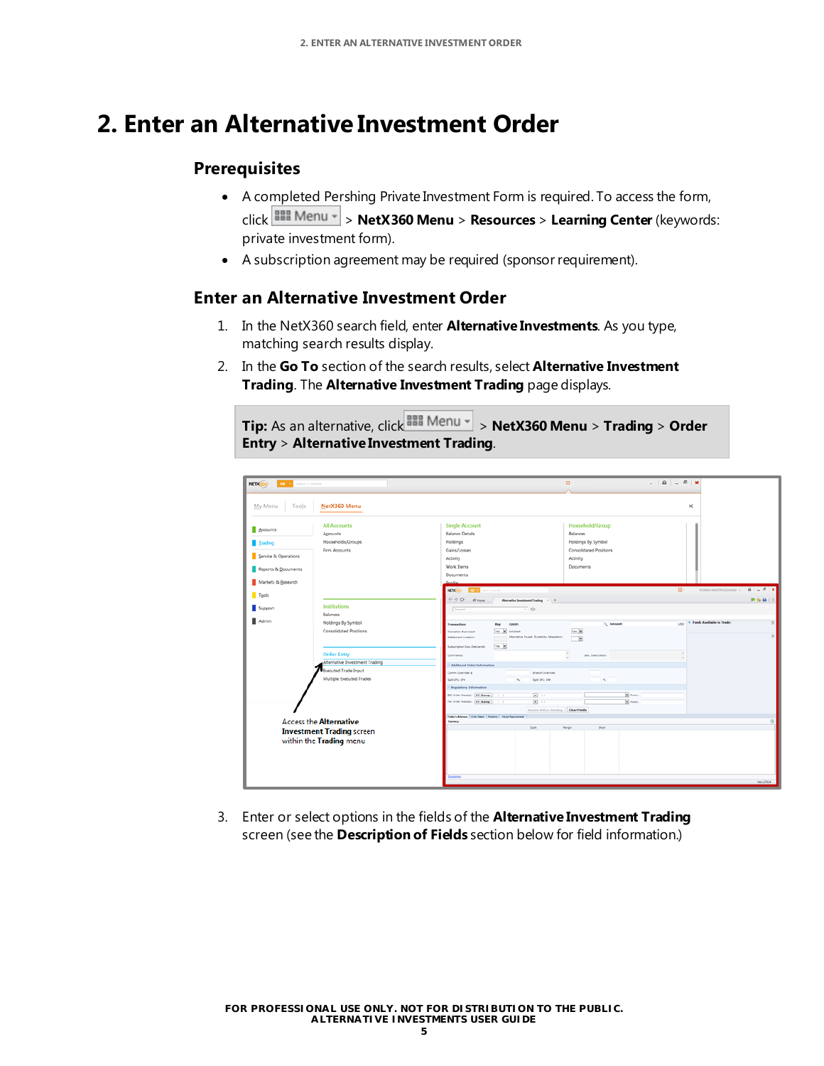# 2. Enter an Alternative Investment Order

## Prerequisites

- A completed Pershing Private Investment Form is required. To access the form, click Menu > **NetX360 Menu** > **Resources** > **Learning Center** (keywords: private investment form).
- A subscription agreement may be required (sponsor requirement).

## Enter an Alternative Investment Order

1. In the NetX360 search field, enter **Alternative Investments**. As you type, matching search results display.
2. In the **Go To** section of the search results, select **Alternative Investment Trading**. The **Alternative Investment Trading** page displays.

> **Tip:** As an alternative, click Menu > **NetX360 Menu** > **Trading** > **Order Entry** > **Alternative Investment Trading**.

Access the **Alternative Investment Trading** screen within the **Trading** menu

3. Enter or select options in the fields of the **Alternative Investment Trading** screen (see the **Description of Fields** section below for field information.)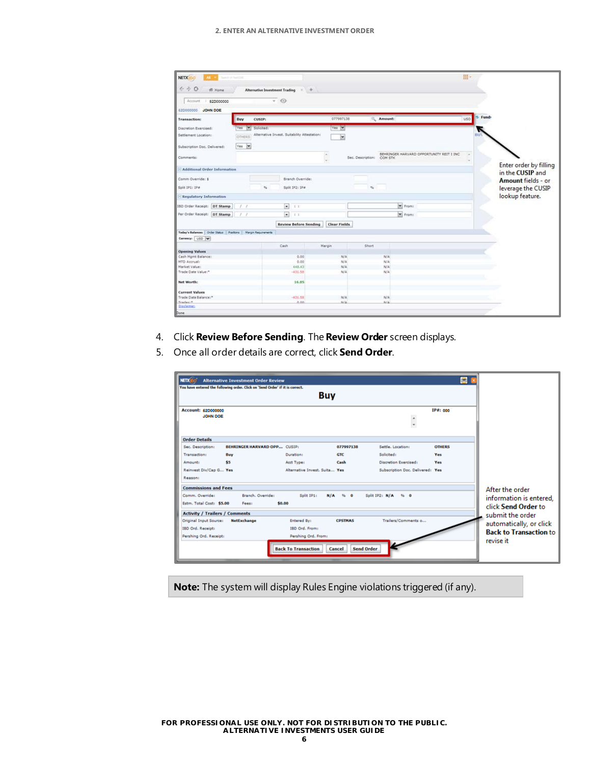Enter order by filling in the **CUSIP** and **Amount** fields - or leverage the CUSIP lookup feature.

4. Click **Review Before Sending**. The **Review Order** screen displays.
5. Once all order details are correct, click **Send Order**.

After the order information is entered, click **Send Order** to submit the order automatically, or click **Back to Transaction** to revise it

**Note:** The system will display Rules Engine violations triggered (if any).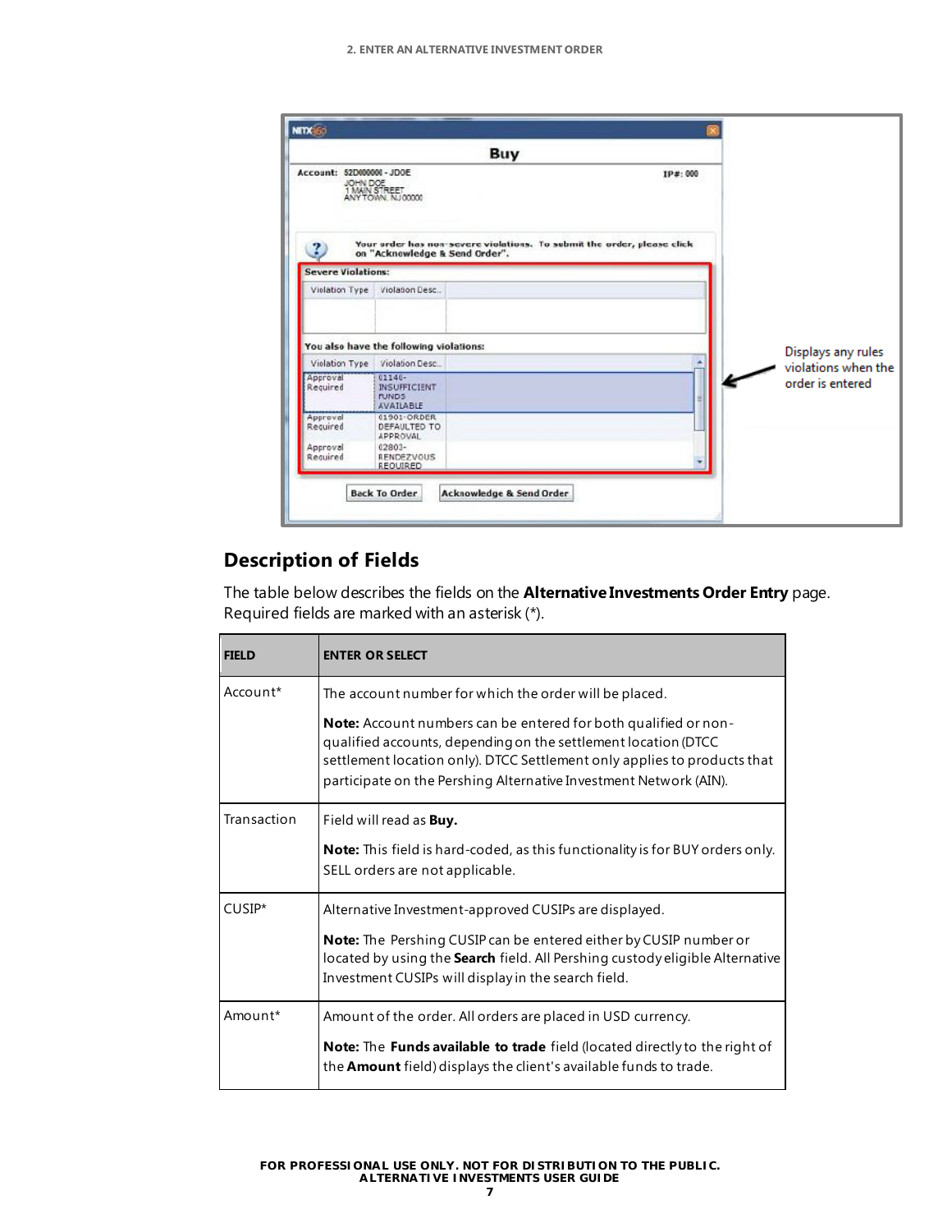## Description of Fields

The table below describes the fields on the **Alternative Investments Order Entry** page. Required fields are marked with an asterisk (*).

| FIELD | ENTER OR SELECT |
|---|---|
| Account* | The account number for which the order will be placed.<br><br>**Note:** Account numbers can be entered for both qualified or non-qualified accounts, depending on the settlement location (DTCC settlement location only). DTCC Settlement only applies to products that participate on the Pershing Alternative Investment Network (AIN). |
| Transaction | Field will read as **Buy.**<br><br>**Note:** This field is hard-coded, as this functionality is for BUY orders only. SELL orders are not applicable. |
| CUSIP* | Alternative Investment-approved CUSIPs are displayed.<br><br>**Note:** The Pershing CUSIP can be entered either by CUSIP number or located by using the **Search** field. All Pershing custody eligible Alternative Investment CUSIPs will display in the search field. |
| Amount* | Amount of the order. All orders are placed in USD currency.<br><br>**Note:** The **Funds available to trade** field (located directly to the right of the **Amount** field) displays the client's available funds to trade. |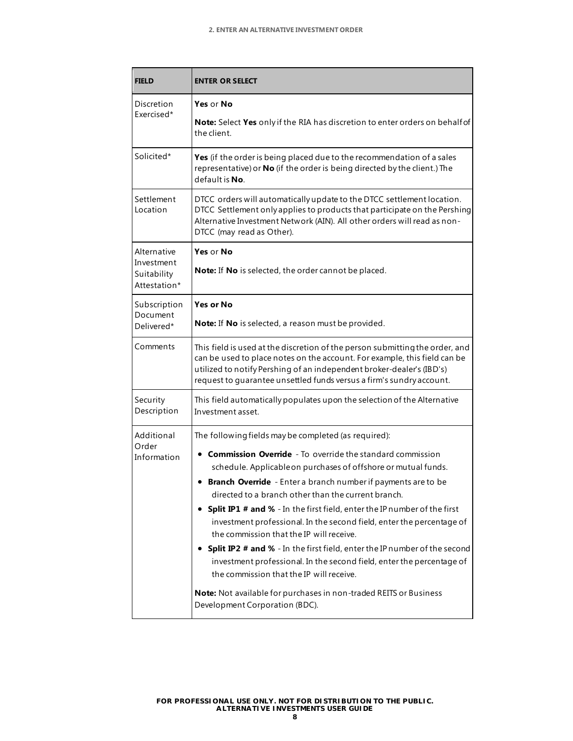| FIELD | ENTER OR SELECT |
| --- | --- |
| Discretion Exercised* | **Yes** or **No**<br><br>**Note:** Select **Yes** only if the RIA has discretion to enter orders on behalf of the client. |
| Solicited* | **Yes** (if the order is being placed due to the recommendation of a sales representative) or **No** (if the order is being directed by the client.) The default is **No**. |
| Settlement Location | DTCC orders will automatically update to the DTCC settlement location. DTCC Settlement only applies to products that participate on the Pershing Alternative Investment Network (AIN). All other orders will read as non-DTCC (may read as Other). |
| Alternative Investment Suitability Attestation* | **Yes** or **No**<br><br>**Note:** If **No** is selected, the order cannot be placed. |
| Subscription Document Delivered* | **Yes or No**<br><br>**Note:** If **No** is selected, a reason must be provided. |
| Comments | This field is used at the discretion of the person submitting the order, and can be used to place notes on the account. For example, this field can be utilized to notify Pershing of an independent broker-dealer's (IBD's) request to guarantee unsettled funds versus a firm's sundry account. |
| Security Description | This field automatically populates upon the selection of the Alternative Investment asset. |
| Additional Order Information | The following fields may be completed (as required):<br><br>• **Commission Override** - To override the standard commission schedule. Applicable on purchases of offshore or mutual funds.<br>• **Branch Override** - Enter a branch number if payments are to be directed to a branch other than the current branch.<br>• **Split IP1 # and %** - In the first field, enter the IP number of the first investment professional. In the second field, enter the percentage of the commission that the IP will receive.<br>• **Split IP2 # and %** - In the first field, enter the IP number of the second investment professional. In the second field, enter the percentage of the commission that the IP will receive.<br><br>**Note:** Not available for purchases in non-traded REITS or Business Development Corporation (BDC). |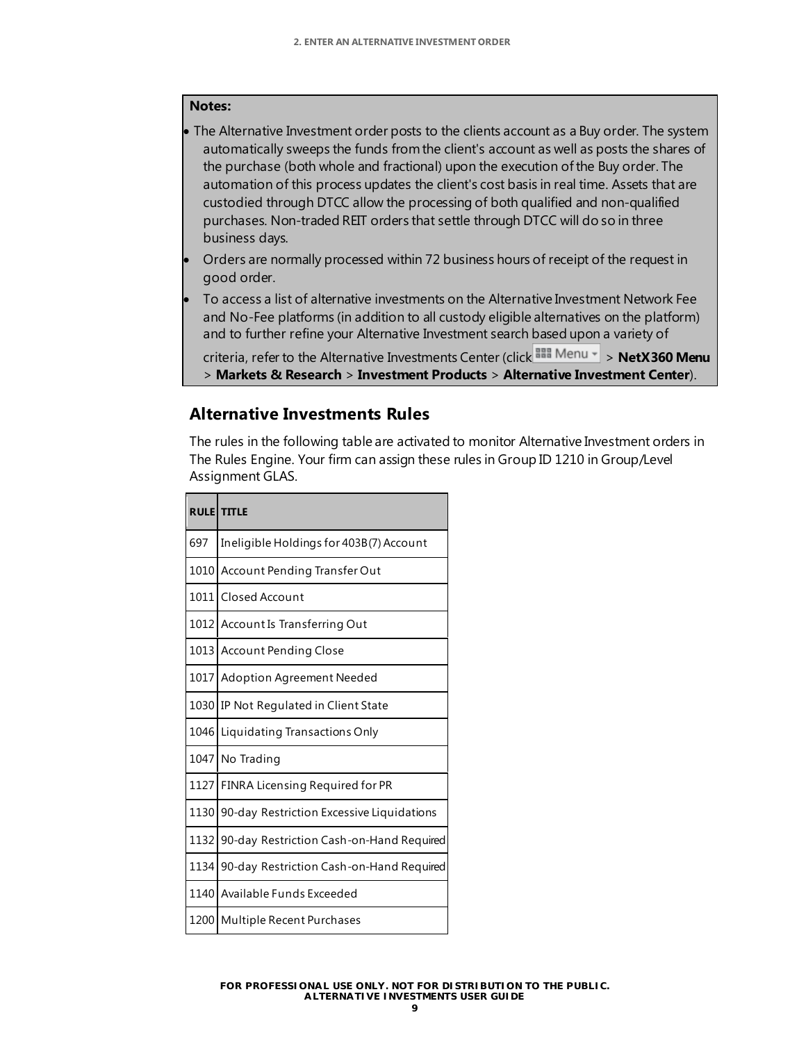**Notes:**

- The Alternative Investment order posts to the clients account as a Buy order. The system automatically sweeps the funds from the client's account as well as posts the shares of the purchase (both whole and fractional) upon the execution of the Buy order. The automation of this process updates the client's cost basis in real time. Assets that are custodied through DTCC allow the processing of both qualified and non-qualified purchases. Non-traded REIT orders that settle through DTCC will do so in three business days.
- Orders are normally processed within 72 business hours of receipt of the request in good order.
- To access a list of alternative investments on the Alternative Investment Network Fee and No-Fee platforms (in addition to all custody eligible alternatives on the platform) and to further refine your Alternative Investment search based upon a variety of criteria, refer to the Alternative Investments Center (click Menu > **NetX360 Menu** > **Markets & Research** > **Investment Products** > **Alternative Investment Center**).

## Alternative Investments Rules

The rules in the following table are activated to monitor Alternative Investment orders in The Rules Engine. Your firm can assign these rules in Group ID 1210 in Group/Level Assignment GLAS.

| RULE | TITLE |
|---|---|
| 697 | Ineligible Holdings for 403B(7) Account |
| 1010 | Account Pending Transfer Out |
| 1011 | Closed Account |
| 1012 | Account Is Transferring Out |
| 1013 | Account Pending Close |
| 1017 | Adoption Agreement Needed |
| 1030 | IP Not Regulated in Client State |
| 1046 | Liquidating Transactions Only |
| 1047 | No Trading |
| 1127 | FINRA Licensing Required for PR |
| 1130 | 90-day Restriction Excessive Liquidations |
| 1132 | 90-day Restriction Cash-on-Hand Required |
| 1134 | 90-day Restriction Cash-on-Hand Required |
| 1140 | Available Funds Exceeded |
| 1200 | Multiple Recent Purchases |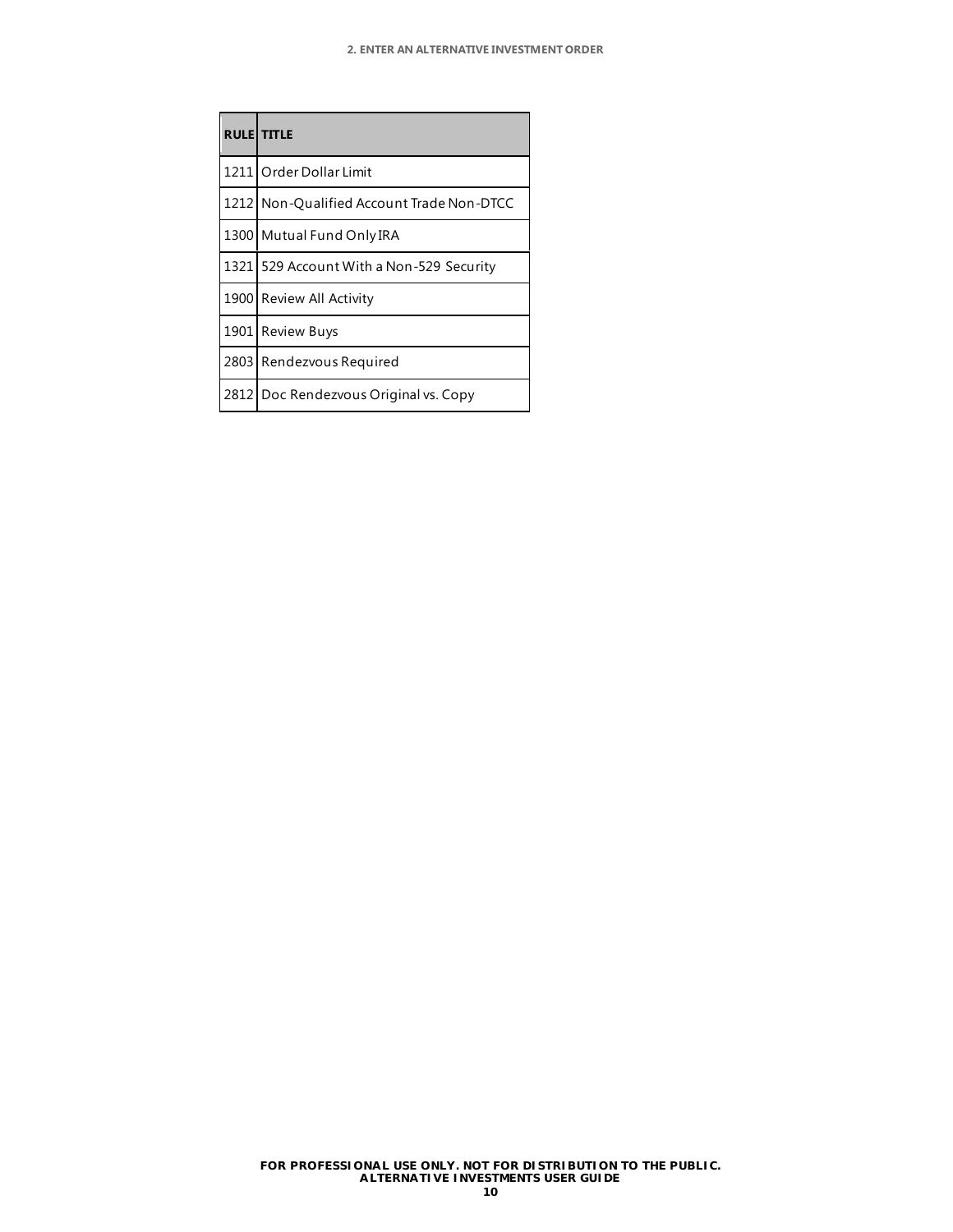| RULE | TITLE |
|---|---|
| 1211 | Order Dollar Limit |
| 1212 | Non-Qualified Account Trade Non-DTCC |
| 1300 | Mutual Fund Only IRA |
| 1321 | 529 Account With a Non-529 Security |
| 1900 | Review All Activity |
| 1901 | Review Buys |
| 2803 | Rendezvous Required |
| 2812 | Doc Rendezvous Original vs. Copy |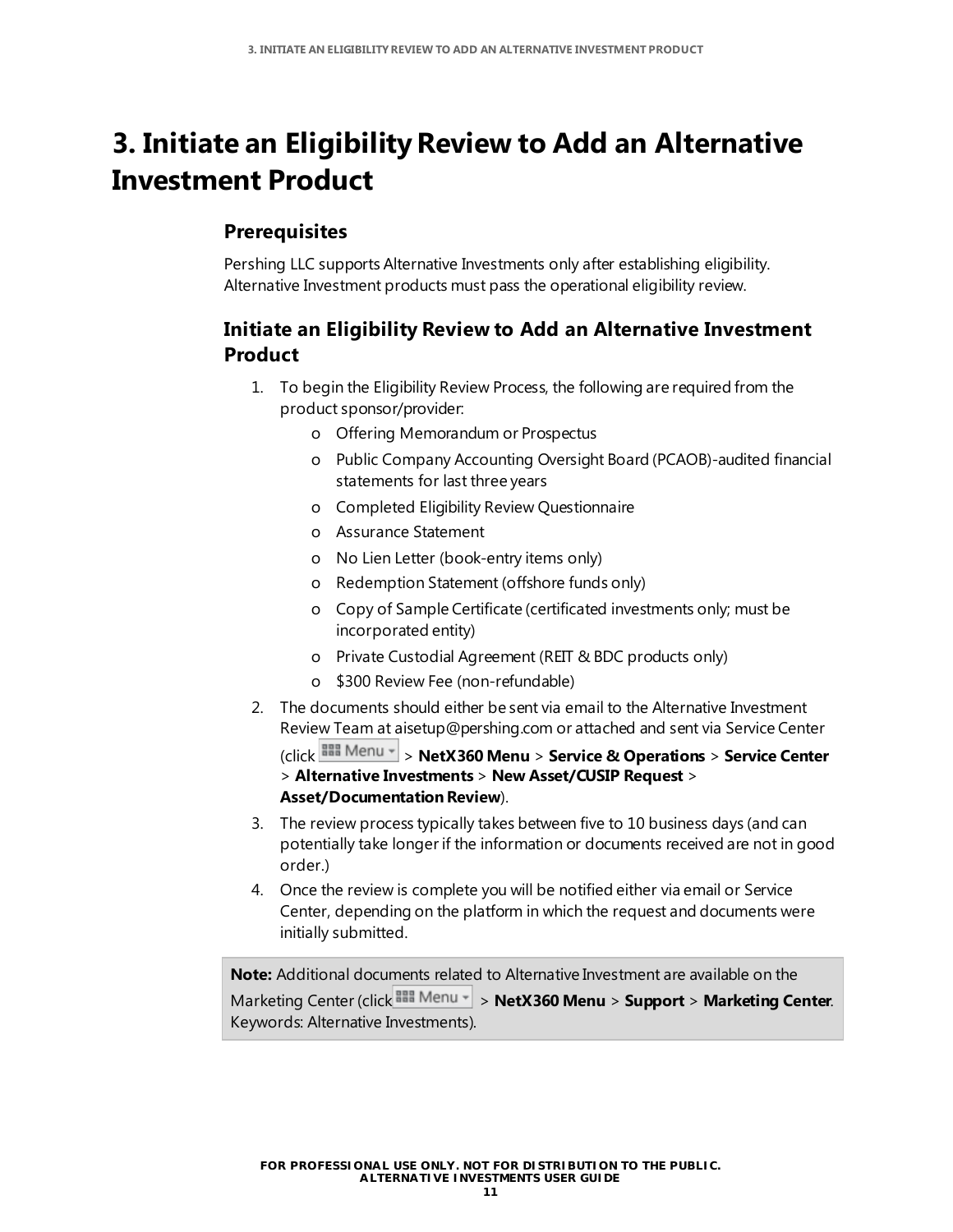# 3. Initiate an Eligibility Review to Add an Alternative Investment Product

## Prerequisites

Pershing LLC supports Alternative Investments only after establishing eligibility. Alternative Investment products must pass the operational eligibility review.

## Initiate an Eligibility Review to Add an Alternative Investment Product

1. To begin the Eligibility Review Process, the following are required from the product sponsor/provider:
   - Offering Memorandum or Prospectus
   - Public Company Accounting Oversight Board (PCAOB)-audited financial statements for last three years
   - Completed Eligibility Review Questionnaire
   - Assurance Statement
   - No Lien Letter (book-entry items only)
   - Redemption Statement (offshore funds only)
   - Copy of Sample Certificate (certificated investments only; must be incorporated entity)
   - Private Custodial Agreement (REIT & BDC products only)
   - $300 Review Fee (non-refundable)
2. The documents should either be sent via email to the Alternative Investment Review Team at aisetup@pershing.com or attached and sent via Service Center (click Menu > **NetX360 Menu** > **Service & Operations** > **Service Center** > **Alternative Investments** > **New Asset/CUSIP Request** > **Asset/Documentation Review**).
3. The review process typically takes between five to 10 business days (and can potentially take longer if the information or documents received are not in good order.)
4. Once the review is complete you will be notified either via email or Service Center, depending on the platform in which the request and documents were initially submitted.

**Note:** Additional documents related to Alternative Investment are available on the Marketing Center (click Menu > **NetX360 Menu** > **Support** > **Marketing Center**. Keywords: Alternative Investments).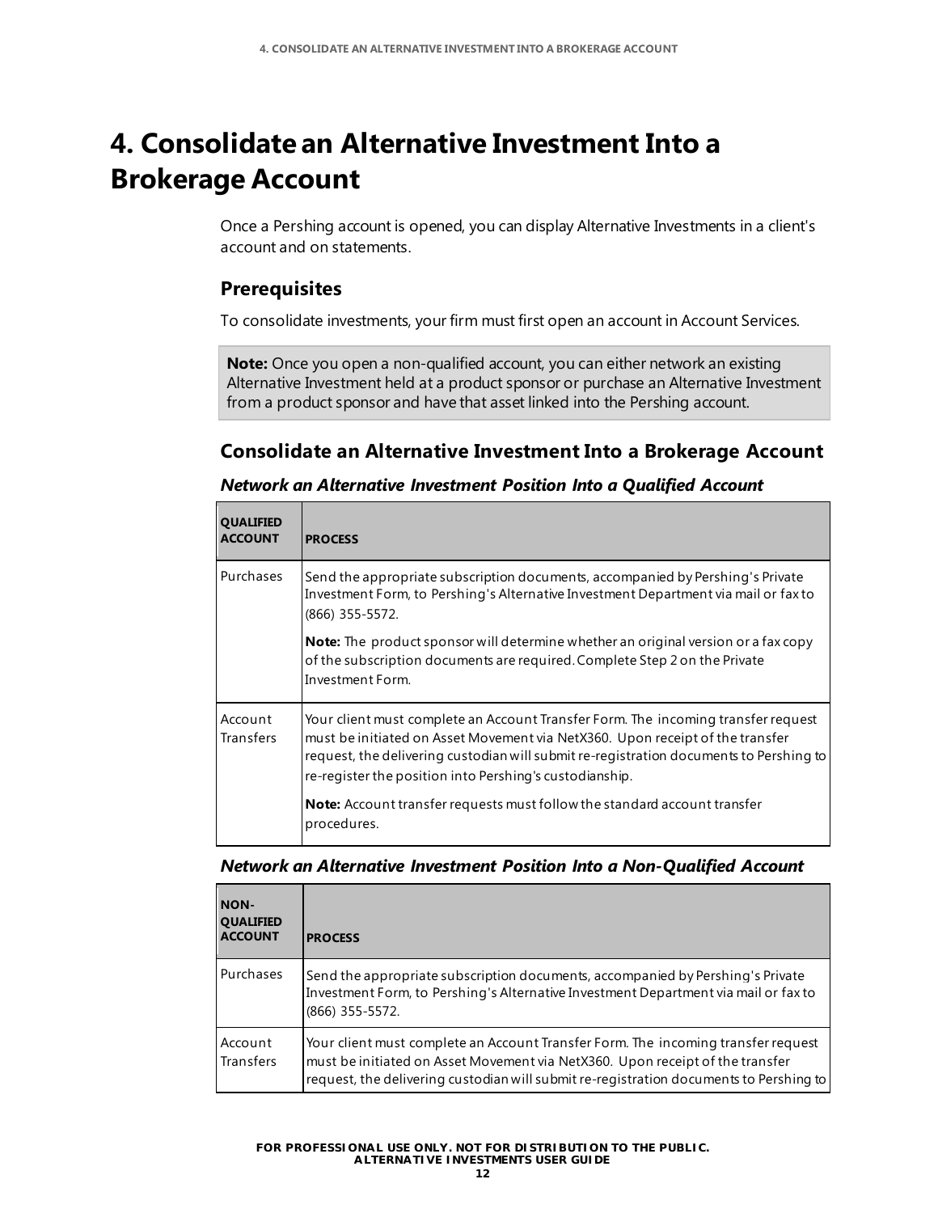# 4. Consolidate an Alternative Investment Into a Brokerage Account

Once a Pershing account is opened, you can display Alternative Investments in a client's account and on statements.

## Prerequisites

To consolidate investments, your firm must first open an account in Account Services.

> **Note:** Once you open a non-qualified account, you can either network an existing Alternative Investment held at a product sponsor or purchase an Alternative Investment from a product sponsor and have that asset linked into the Pershing account.

## Consolidate an Alternative Investment Into a Brokerage Account

### *Network an Alternative Investment Position Into a Qualified Account*

| QUALIFIED ACCOUNT | PROCESS |
|---|---|
| Purchases | Send the appropriate subscription documents, accompanied by Pershing's Private Investment Form, to Pershing's Alternative Investment Department via mail or fax to (866) 355-5572.<br><br>**Note:** The product sponsor will determine whether an original version or a fax copy of the subscription documents are required. Complete Step 2 on the Private Investment Form. |
| Account Transfers | Your client must complete an Account Transfer Form. The incoming transfer request must be initiated on Asset Movement via NetX360. Upon receipt of the transfer request, the delivering custodian will submit re-registration documents to Pershing to re-register the position into Pershing's custodianship.<br><br>**Note:** Account transfer requests must follow the standard account transfer procedures. |

### *Network an Alternative Investment Position Into a Non-Qualified Account*

| NON-QUALIFIED ACCOUNT | PROCESS |
|---|---|
| Purchases | Send the appropriate subscription documents, accompanied by Pershing's Private Investment Form, to Pershing's Alternative Investment Department via mail or fax to (866) 355-5572. |
| Account Transfers | Your client must complete an Account Transfer Form. The incoming transfer request must be initiated on Asset Movement via NetX360. Upon receipt of the transfer request, the delivering custodian will submit re-registration documents to Pershing to |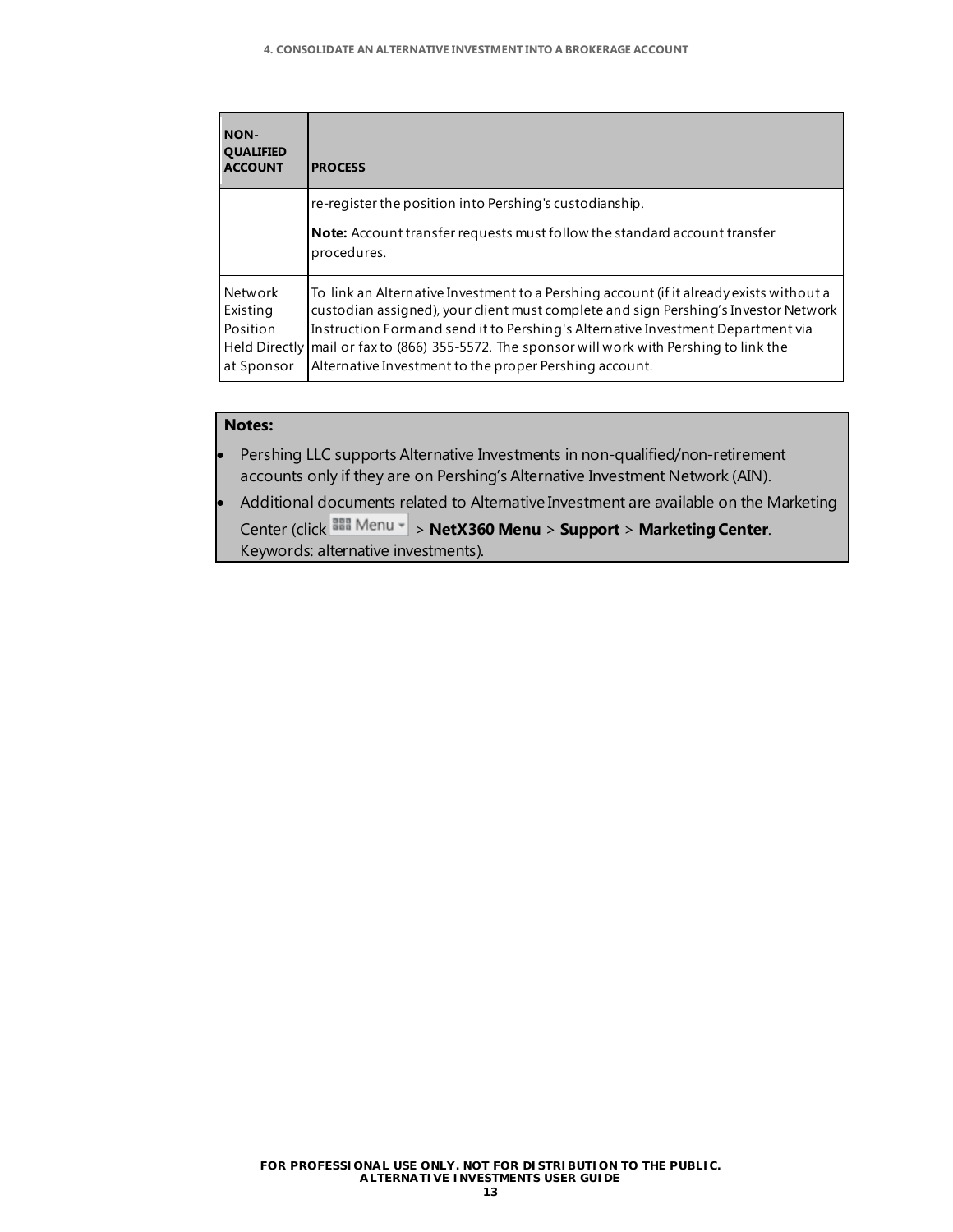| NON-QUALIFIED ACCOUNT | PROCESS |
|---|---|
| | re-register the position into Pershing's custodianship.<br><br>**Note:** Account transfer requests must follow the standard account transfer procedures. |
| Network Existing Position Held Directly at Sponsor | To link an Alternative Investment to a Pershing account (if it already exists without a custodian assigned), your client must complete and sign Pershing's Investor Network Instruction Form and send it to Pershing's Alternative Investment Department via mail or fax to (866) 355-5572. The sponsor will work with Pershing to link the Alternative Investment to the proper Pershing account. |

**Notes:**

- Pershing LLC supports Alternative Investments in non-qualified/non-retirement accounts only if they are on Pershing's Alternative Investment Network (AIN).
- Additional documents related to Alternative Investment are available on the Marketing Center (click Menu > **NetX360 Menu** > **Support** > **Marketing Center**. Keywords: alternative investments).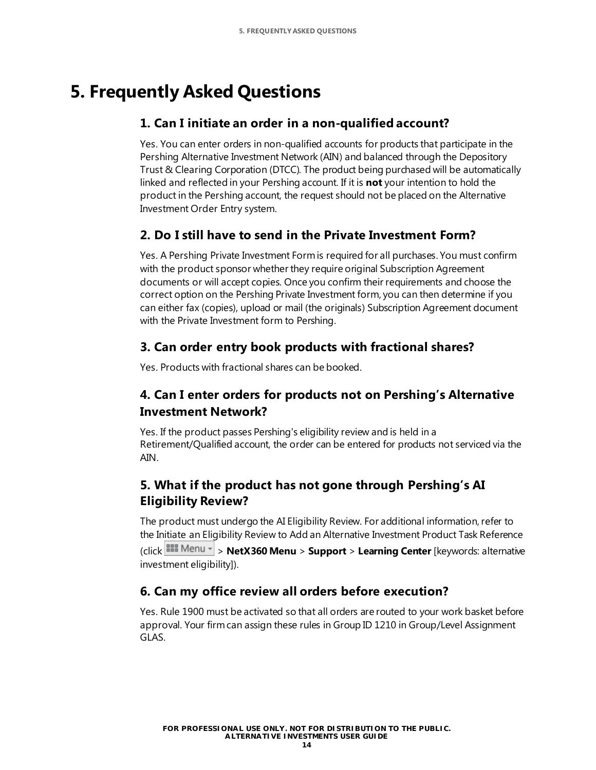# 5. Frequently Asked Questions

### 1. Can I initiate an order in a non-qualified account?

Yes. You can enter orders in non-qualified accounts for products that participate in the Pershing Alternative Investment Network (AIN) and balanced through the Depository Trust & Clearing Corporation (DTCC). The product being purchased will be automatically linked and reflected in your Pershing account. If it is **not** your intention to hold the product in the Pershing account, the request should not be placed on the Alternative Investment Order Entry system.

### 2. Do I still have to send in the Private Investment Form?

Yes. A Pershing Private Investment Form is required for all purchases. You must confirm with the product sponsor whether they require original Subscription Agreement documents or will accept copies. Once you confirm their requirements and choose the correct option on the Pershing Private Investment form, you can then determine if you can either fax (copies), upload or mail (the originals) Subscription Agreement document with the Private Investment form to Pershing.

### 3. Can order entry book products with fractional shares?

Yes. Products with fractional shares can be booked.

### 4. Can I enter orders for products not on Pershing's Alternative Investment Network?

Yes. If the product passes Pershing's eligibility review and is held in a Retirement/Qualified account, the order can be entered for products not serviced via the AIN.

### 5. What if the product has not gone through Pershing's AI Eligibility Review?

The product must undergo the AI Eligibility Review. For additional information, refer to the Initiate an Eligibility Review to Add an Alternative Investment Product Task Reference (click Menu > **NetX360 Menu** > **Support** > **Learning Center** [keywords: alternative investment eligibility]).

### 6. Can my office review all orders before execution?

Yes. Rule 1900 must be activated so that all orders are routed to your work basket before approval. Your firm can assign these rules in Group ID 1210 in Group/Level Assignment GLAS.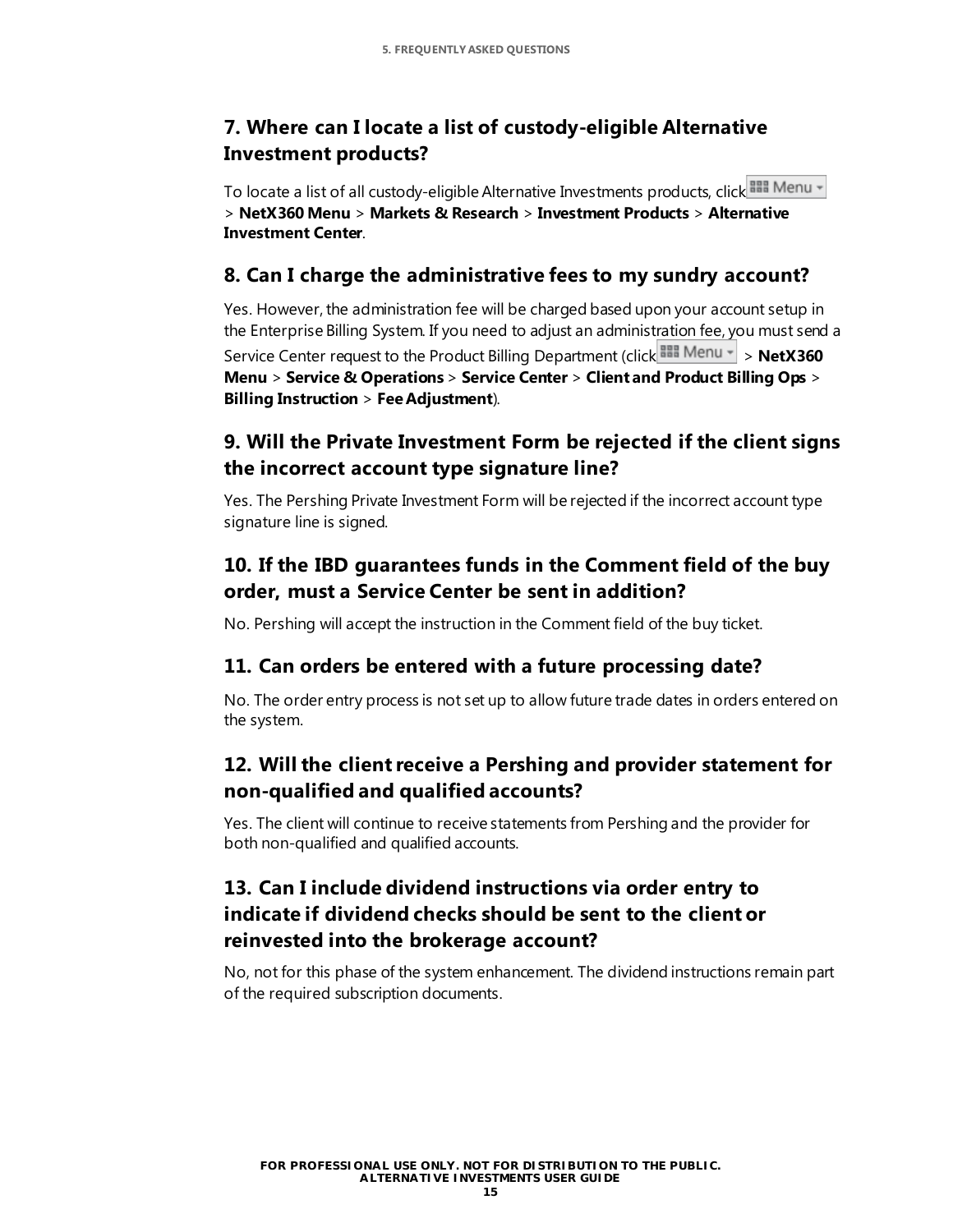## 7. Where can I locate a list of custody-eligible Alternative Investment products?

To locate a list of all custody-eligible Alternative Investments products, click Menu > **NetX360 Menu** > **Markets & Research** > **Investment Products** > **Alternative Investment Center**.

## 8. Can I charge the administrative fees to my sundry account?

Yes. However, the administration fee will be charged based upon your account setup in the Enterprise Billing System. If you need to adjust an administration fee, you must send a Service Center request to the Product Billing Department (click Menu > **NetX360 Menu** > **Service & Operations** > **Service Center** > **Client and Product Billing Ops** > **Billing Instruction** > **Fee Adjustment**).

## 9. Will the Private Investment Form be rejected if the client signs the incorrect account type signature line?

Yes. The Pershing Private Investment Form will be rejected if the incorrect account type signature line is signed.

## 10. If the IBD guarantees funds in the Comment field of the buy order, must a Service Center be sent in addition?

No. Pershing will accept the instruction in the Comment field of the buy ticket.

## 11. Can orders be entered with a future processing date?

No. The order entry process is not set up to allow future trade dates in orders entered on the system.

## 12. Will the client receive a Pershing and provider statement for non-qualified and qualified accounts?

Yes. The client will continue to receive statements from Pershing and the provider for both non-qualified and qualified accounts.

## 13. Can I include dividend instructions via order entry to indicate if dividend checks should be sent to the client or reinvested into the brokerage account?

No, not for this phase of the system enhancement. The dividend instructions remain part of the required subscription documents.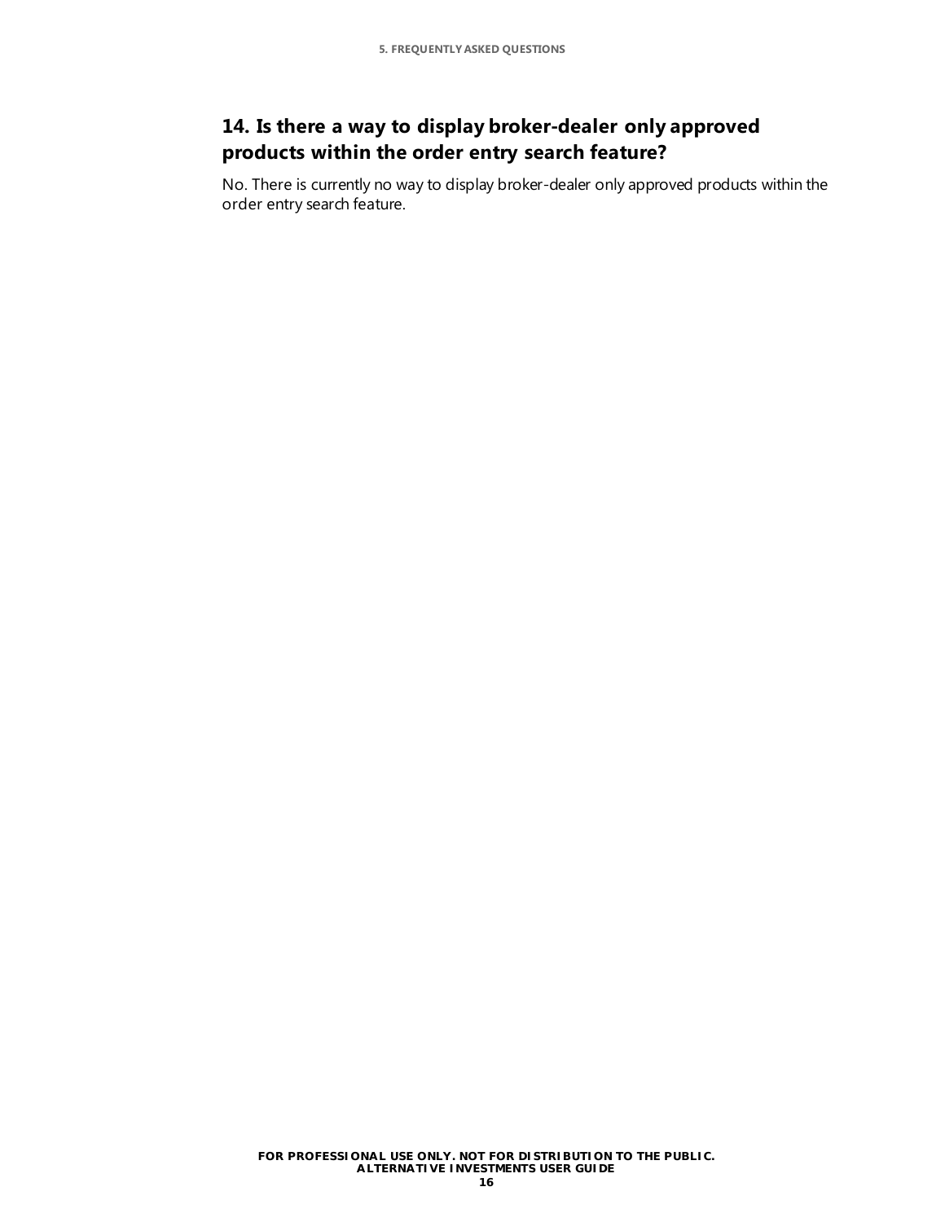## 14. Is there a way to display broker-dealer only approved products within the order entry search feature?

No. There is currently no way to display broker-dealer only approved products within the order entry search feature.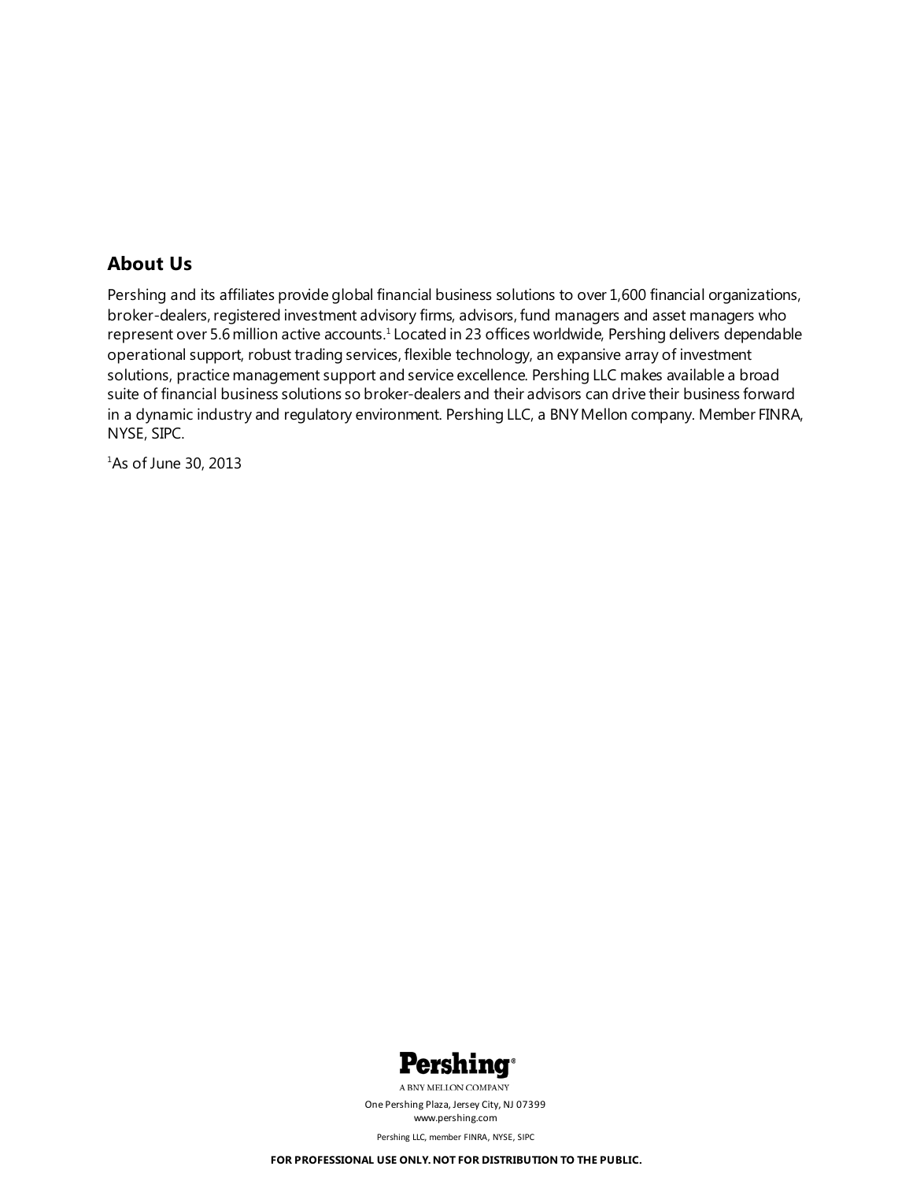## About Us

Pershing and its affiliates provide global financial business solutions to over 1,600 financial organizations, broker-dealers, registered investment advisory firms, advisors, fund managers and asset managers who represent over 5.6 million active accounts.[1] Located in 23 offices worldwide, Pershing delivers dependable operational support, robust trading services, flexible technology, an expansive array of investment solutions, practice management support and service excellence. Pershing LLC makes available a broad suite of financial business solutions so broker-dealers and their advisors can drive their business forward in a dynamic industry and regulatory environment. Pershing LLC, a BNY Mellon company. Member FINRA, NYSE, SIPC.

[1]As of June 30, 2013

**Pershing®**

A BNY MELLON COMPANY

One Pershing Plaza, Jersey City, NJ 07399
www.pershing.com

Pershing LLC, member FINRA, NYSE, SIPC

**FOR PROFESSIONAL USE ONLY. NOT FOR DISTRIBUTION TO THE PUBLIC.**